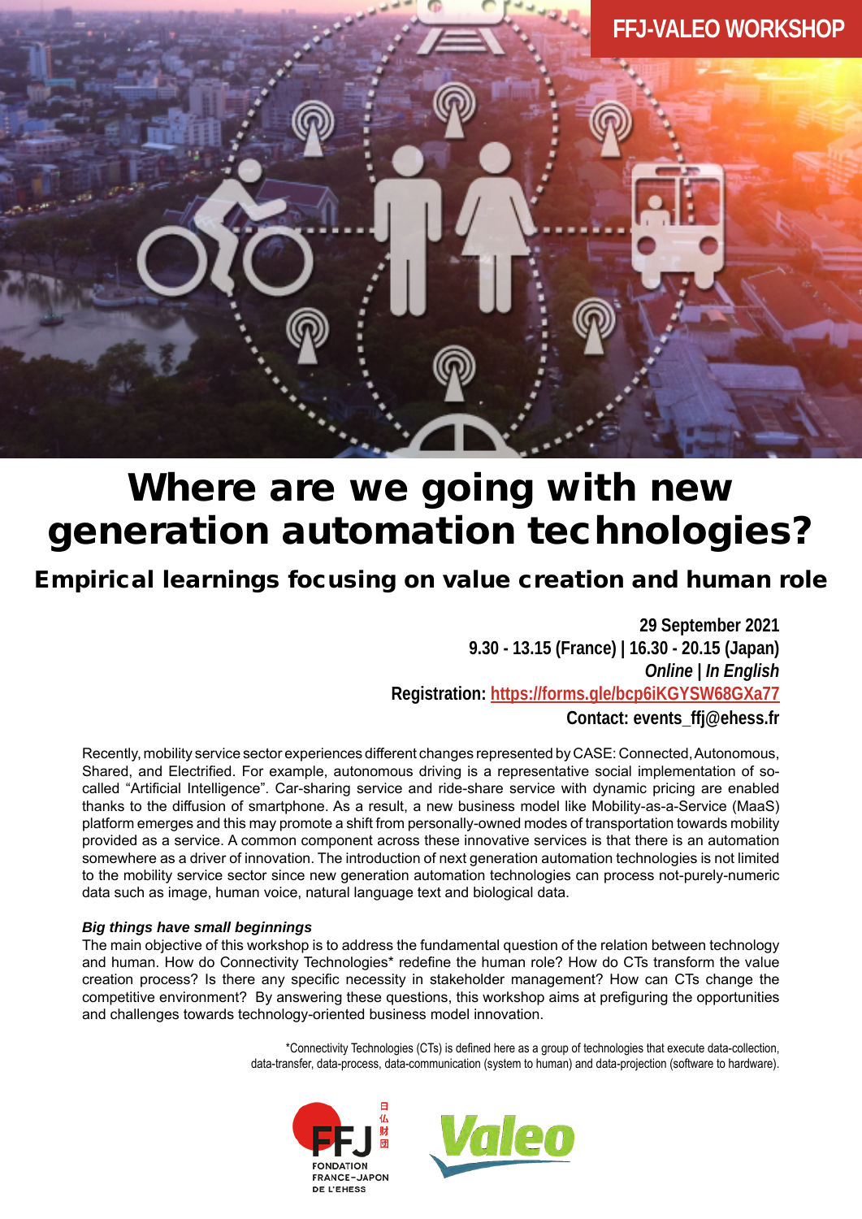FFJ-VALEO WORKSHOP

# Where are we going with new generation automation technologies?

## Empirical learnings focusing on value creation and human role

**29 September 2021**
**9.30 - 13.15 (France) | 16.30 - 20.15 (Japan)**
***Online | In English***
**Registration: https://forms.gle/bcp6iKGYSW68GXa77**
**Contact: events_ffj@ehess.fr**

Recently, mobility service sector experiences different changes represented by CASE: Connected, Autonomous, Shared, and Electrified. For example, autonomous driving is a representative social implementation of so-called "Artificial Intelligence". Car-sharing service and ride-share service with dynamic pricing are enabled thanks to the diffusion of smartphone. As a result, a new business model like Mobility-as-a-Service (MaaS) platform emerges and this may promote a shift from personally-owned modes of transportation towards mobility provided as a service. A common component across these innovative services is that there is an automation somewhere as a driver of innovation. The introduction of next generation automation technologies is not limited to the mobility service sector since new generation automation technologies can process not-purely-numeric data such as image, human voice, natural language text and biological data.

***Big things have small beginnings***

The main objective of this workshop is to address the fundamental question of the relation between technology and human. How do Connectivity Technologies* redefine the human role? How do CTs transform the value creation process? Is there any specific necessity in stakeholder management? How can CTs change the competitive environment? By answering these questions, this workshop aims at prefiguring the opportunities and challenges towards technology-oriented business model innovation.

*Connectivity Technologies (CTs) is defined here as a group of technologies that execute data-collection, data-transfer, data-process, data-communication (system to human) and data-projection (software to hardware).

FFJ 日仏財団 FONDATION FRANCE-JAPON DE L'EHESS

Valeo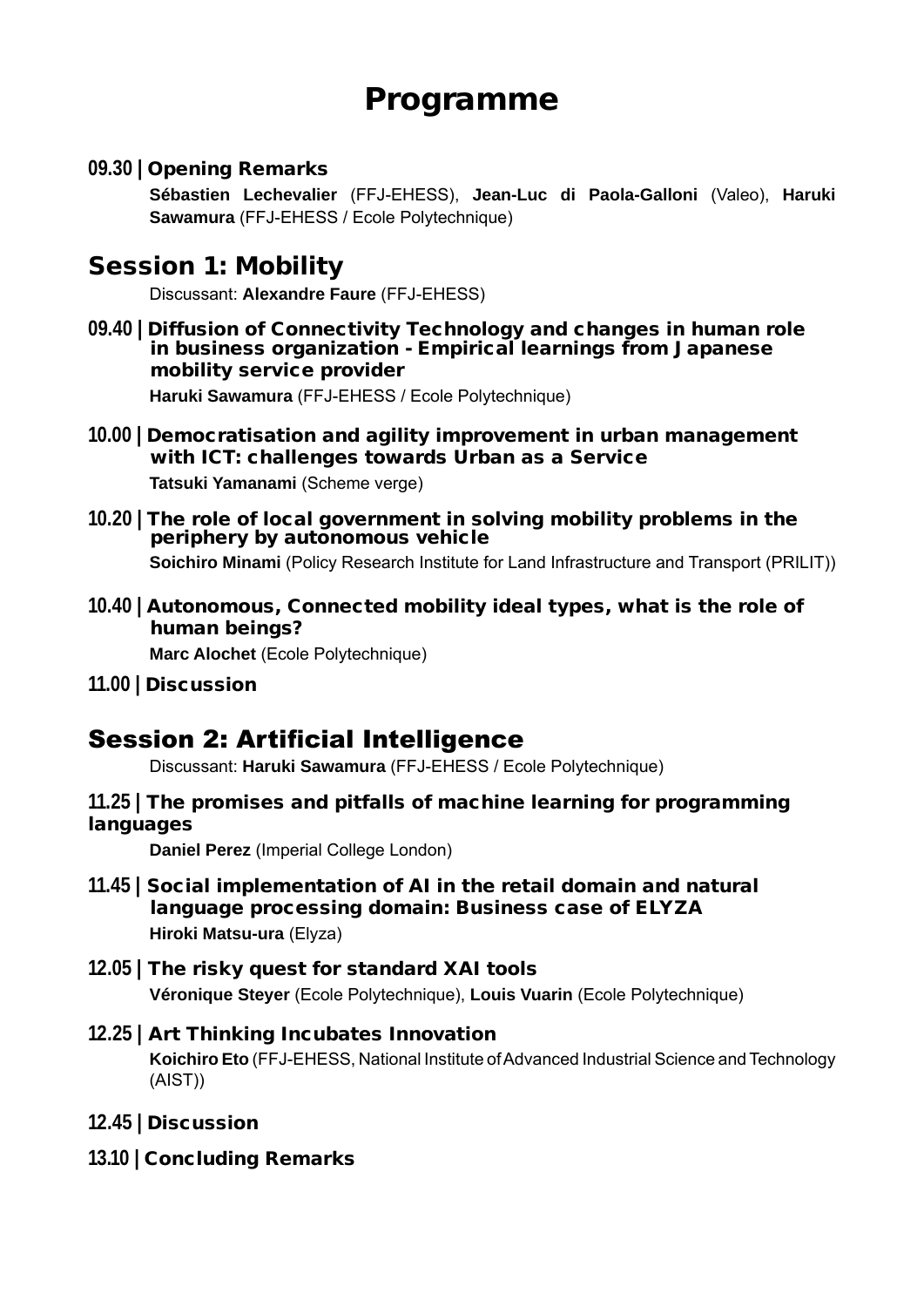# Programme

**09.30 | Opening Remarks**

**Sébastien Lechevalier** (FFJ-EHESS), **Jean-Luc di Paola-Galloni** (Valeo), **Haruki Sawamura** (FFJ-EHESS / Ecole Polytechnique)

## Session 1: Mobility

Discussant: **Alexandre Faure** (FFJ-EHESS)

**09.40 | Diffusion of Connectivity Technology and changes in human role in business organization - Empirical learnings from Japanese mobility service provider**

**Haruki Sawamura** (FFJ-EHESS / Ecole Polytechnique)

**10.00 | Democratisation and agility improvement in urban management with ICT: challenges towards Urban as a Service**

**Tatsuki Yamanami** (Scheme verge)

**10.20 | The role of local government in solving mobility problems in the periphery by autonomous vehicle**

**Soichiro Minami** (Policy Research Institute for Land Infrastructure and Transport (PRILIT))

**10.40 | Autonomous, Connected mobility ideal types, what is the role of human beings?**

**Marc Alochet** (Ecole Polytechnique)

**11.00 | Discussion**

## Session 2: Artificial Intelligence

Discussant: **Haruki Sawamura** (FFJ-EHESS / Ecole Polytechnique)

**11.25 | The promises and pitfalls of machine learning for programming languages**

**Daniel Perez** (Imperial College London)

**11.45 | Social implementation of AI in the retail domain and natural language processing domain: Business case of ELYZA**

**Hiroki Matsu-ura** (Elyza)

**12.05 | The risky quest for standard XAI tools**

**Véronique Steyer** (Ecole Polytechnique), **Louis Vuarin** (Ecole Polytechnique)

**12.25 | Art Thinking Incubates Innovation**

**Koichiro Eto** (FFJ-EHESS, National Institute of Advanced Industrial Science and Technology (AIST))

**12.45 | Discussion**

**13.10 | Concluding Remarks**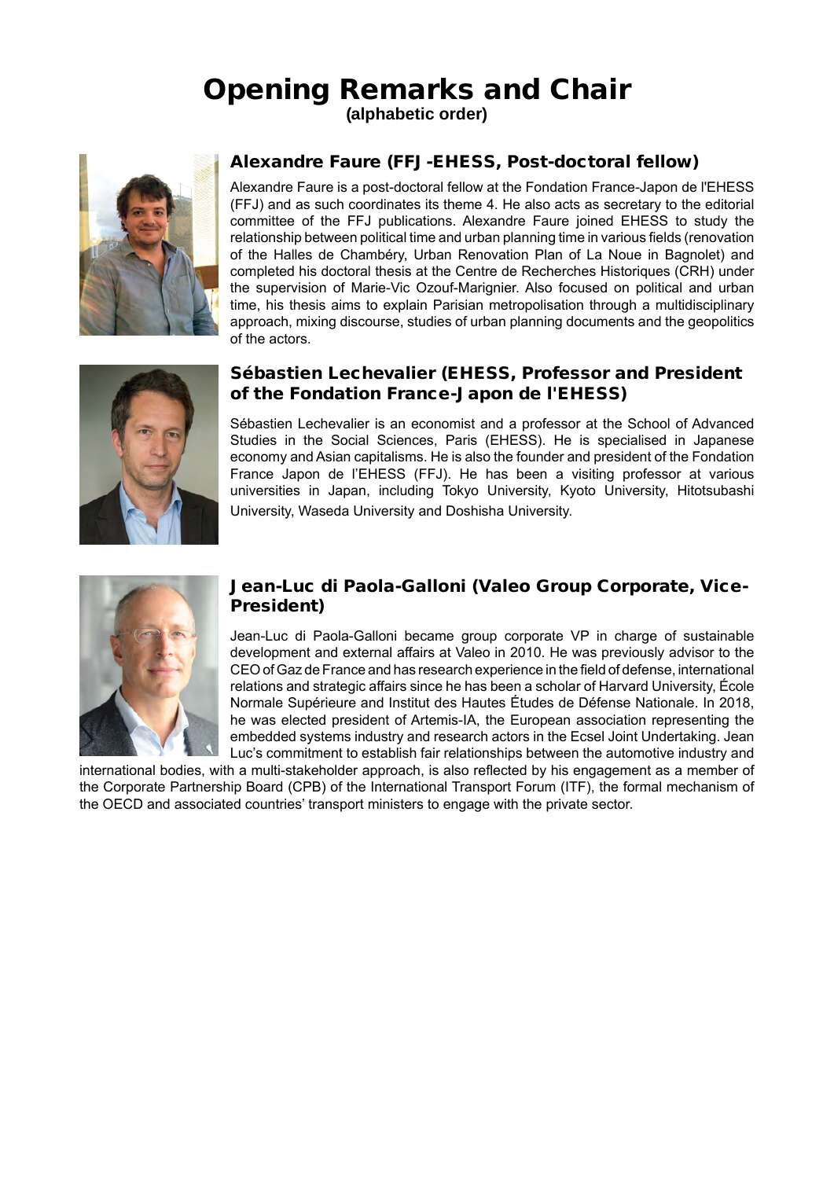# Opening Remarks and Chair

**(alphabetic order)**

## Alexandre Faure (FFJ-EHESS, Post-doctoral fellow)

Alexandre Faure is a post-doctoral fellow at the Fondation France-Japon de l'EHESS (FFJ) and as such coordinates its theme 4. He also acts as secretary to the editorial committee of the FFJ publications. Alexandre Faure joined EHESS to study the relationship between political time and urban planning time in various fields (renovation of the Halles de Chambéry, Urban Renovation Plan of La Noue in Bagnolet) and completed his doctoral thesis at the Centre de Recherches Historiques (CRH) under the supervision of Marie-Vic Ozouf-Marignier. Also focused on political and urban time, his thesis aims to explain Parisian metropolisation through a multidisciplinary approach, mixing discourse, studies of urban planning documents and the geopolitics of the actors.

## Sébastien Lechevalier (EHESS, Professor and President of the Fondation France-Japon de l'EHESS)

Sébastien Lechevalier is an economist and a professor at the School of Advanced Studies in the Social Sciences, Paris (EHESS). He is specialised in Japanese economy and Asian capitalisms. He is also the founder and president of the Fondation France Japon de l'EHESS (FFJ). He has been a visiting professor at various universities in Japan, including Tokyo University, Kyoto University, Hitotsubashi University, Waseda University and Doshisha University.

## Jean-Luc di Paola-Galloni (Valeo Group Corporate, Vice-President)

Jean-Luc di Paola-Galloni became group corporate VP in charge of sustainable development and external affairs at Valeo in 2010. He was previously advisor to the CEO of Gaz de France and has research experience in the field of defense, international relations and strategic affairs since he has been a scholar of Harvard University, École Normale Supérieure and Institut des Hautes Études de Défense Nationale. In 2018, he was elected president of Artemis-IA, the European association representing the embedded systems industry and research actors in the Ecsel Joint Undertaking. Jean Luc's commitment to establish fair relationships between the automotive industry and international bodies, with a multi-stakeholder approach, is also reflected by his engagement as a member of the Corporate Partnership Board (CPB) of the International Transport Forum (ITF), the formal mechanism of the OECD and associated countries' transport ministers to engage with the private sector.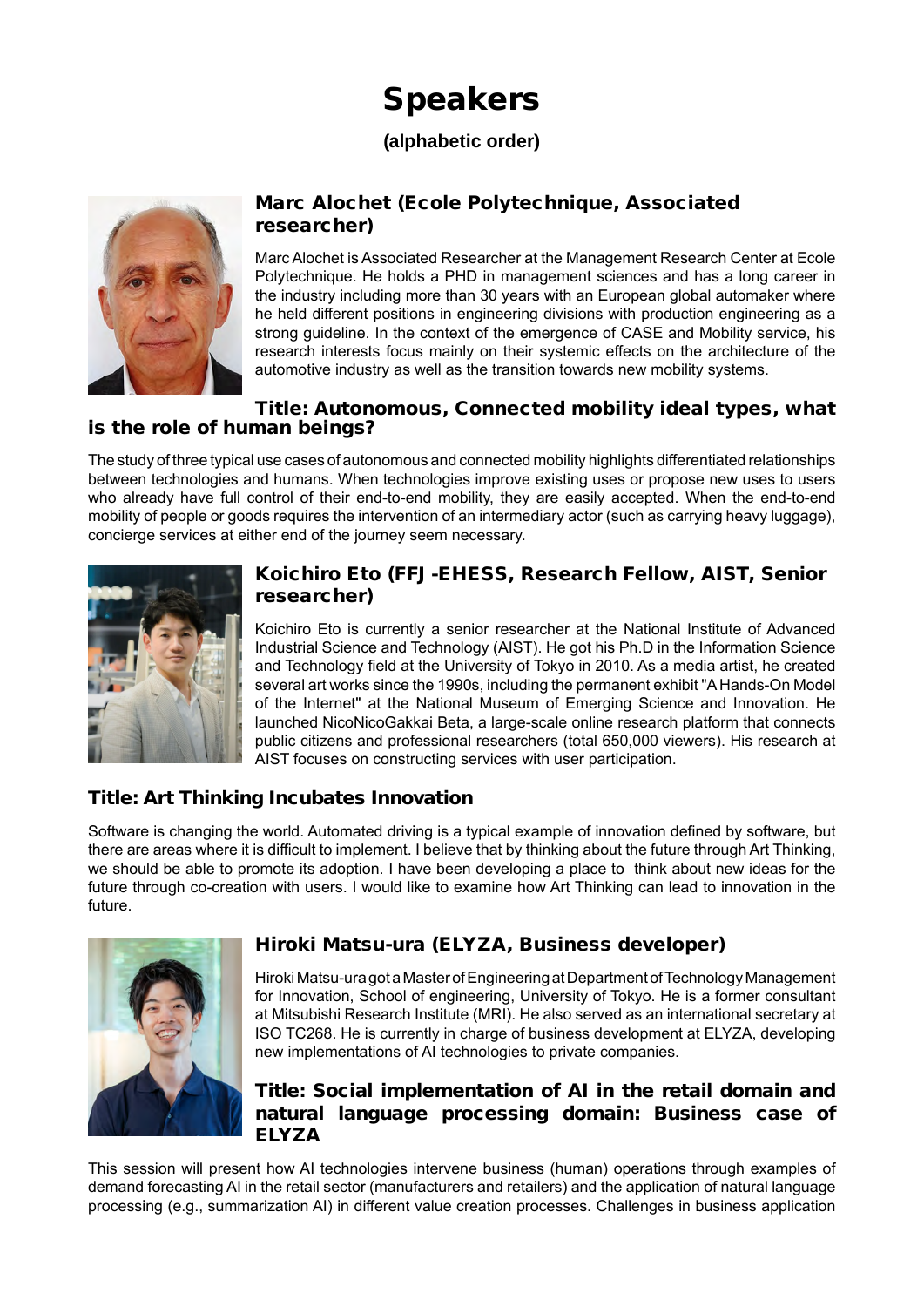# Speakers

**(alphabetic order)**

### Marc Alochet (Ecole Polytechnique, Associated researcher)

Marc Alochet is Associated Researcher at the Management Research Center at Ecole Polytechnique. He holds a PHD in management sciences and has a long career in the industry including more than 30 years with an European global automaker where he held different positions in engineering divisions with production engineering as a strong guideline. In the context of the emergence of CASE and Mobility service, his research interests focus mainly on their systemic effects on the architecture of the automotive industry as well as the transition towards new mobility systems.

### Title: Autonomous, Connected mobility ideal types, what is the role of human beings?

The study of three typical use cases of autonomous and connected mobility highlights differentiated relationships between technologies and humans. When technologies improve existing uses or propose new uses to users who already have full control of their end-to-end mobility, they are easily accepted. When the end-to-end mobility of people or goods requires the intervention of an intermediary actor (such as carrying heavy luggage), concierge services at either end of the journey seem necessary.

### Koichiro Eto (FFJ-EHESS, Research Fellow, AIST, Senior researcher)

Koichiro Eto is currently a senior researcher at the National Institute of Advanced Industrial Science and Technology (AIST). He got his Ph.D in the Information Science and Technology field at the University of Tokyo in 2010. As a media artist, he created several art works since the 1990s, including the permanent exhibit "A Hands-On Model of the Internet" at the National Museum of Emerging Science and Innovation. He launched NicoNicoGakkai Beta, a large-scale online research platform that connects public citizens and professional researchers (total 650,000 viewers). His research at AIST focuses on constructing services with user participation.

### Title: Art Thinking Incubates Innovation

Software is changing the world. Automated driving is a typical example of innovation defined by software, but there are areas where it is difficult to implement. I believe that by thinking about the future through Art Thinking, we should be able to promote its adoption. I have been developing a place to think about new ideas for the future through co-creation with users. I would like to examine how Art Thinking can lead to innovation in the future.

### Hiroki Matsu-ura (ELYZA, Business developer)

Hiroki Matsu-ura got a Master of Engineering at Department of Technology Management for Innovation, School of engineering, University of Tokyo. He is a former consultant at Mitsubishi Research Institute (MRI). He also served as an international secretary at ISO TC268. He is currently in charge of business development at ELYZA, developing new implementations of AI technologies to private companies.

### Title: Social implementation of AI in the retail domain and natural language processing domain: Business case of ELYZA

This session will present how AI technologies intervene business (human) operations through examples of demand forecasting AI in the retail sector (manufacturers and retailers) and the application of natural language processing (e.g., summarization AI) in different value creation processes. Challenges in business application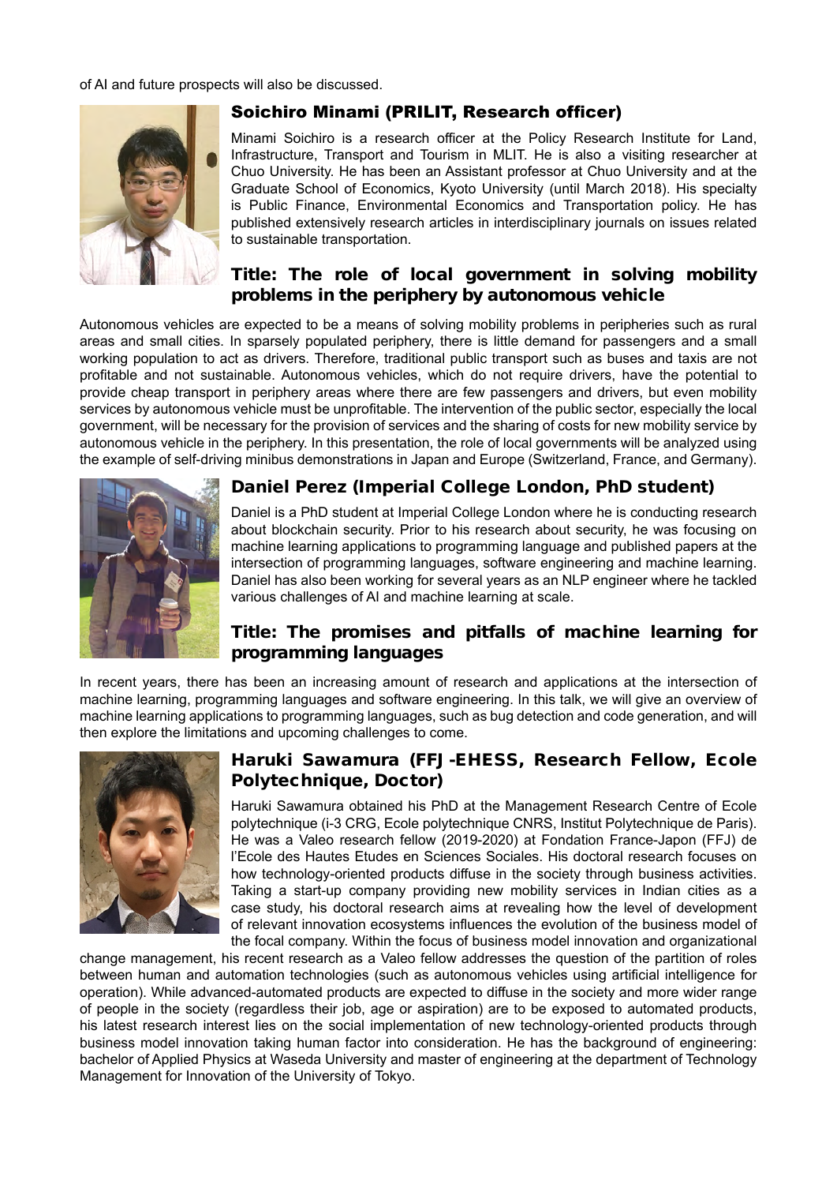of AI and future prospects will also be discussed.

### Soichiro Minami (PRILIT, Research officer)

Minami Soichiro is a research officer at the Policy Research Institute for Land, Infrastructure, Transport and Tourism in MLIT. He is also a visiting researcher at Chuo University. He has been an Assistant professor at Chuo University and at the Graduate School of Economics, Kyoto University (until March 2018). His specialty is Public Finance, Environmental Economics and Transportation policy. He has published extensively research articles in interdisciplinary journals on issues related to sustainable transportation.

### Title: The role of local government in solving mobility problems in the periphery by autonomous vehicle

Autonomous vehicles are expected to be a means of solving mobility problems in peripheries such as rural areas and small cities. In sparsely populated periphery, there is little demand for passengers and a small working population to act as drivers. Therefore, traditional public transport such as buses and taxis are not profitable and not sustainable. Autonomous vehicles, which do not require drivers, have the potential to provide cheap transport in periphery areas where there are few passengers and drivers, but even mobility services by autonomous vehicle must be unprofitable. The intervention of the public sector, especially the local government, will be necessary for the provision of services and the sharing of costs for new mobility service by autonomous vehicle in the periphery. In this presentation, the role of local governments will be analyzed using the example of self-driving minibus demonstrations in Japan and Europe (Switzerland, France, and Germany).

### Daniel Perez (Imperial College London, PhD student)

Daniel is a PhD student at Imperial College London where he is conducting research about blockchain security. Prior to his research about security, he was focusing on machine learning applications to programming language and published papers at the intersection of programming languages, software engineering and machine learning. Daniel has also been working for several years as an NLP engineer where he tackled various challenges of AI and machine learning at scale.

### Title: The promises and pitfalls of machine learning for programming languages

In recent years, there has been an increasing amount of research and applications at the intersection of machine learning, programming languages and software engineering. In this talk, we will give an overview of machine learning applications to programming languages, such as bug detection and code generation, and will then explore the limitations and upcoming challenges to come.

### Haruki Sawamura (FFJ-EHESS, Research Fellow, Ecole Polytechnique, Doctor)

Haruki Sawamura obtained his PhD at the Management Research Centre of Ecole polytechnique (i-3 CRG, Ecole polytechnique CNRS, Institut Polytechnique de Paris). He was a Valeo research fellow (2019-2020) at Fondation France-Japon (FFJ) de l'Ecole des Hautes Etudes en Sciences Sociales. His doctoral research focuses on how technology-oriented products diffuse in the society through business activities. Taking a start-up company providing new mobility services in Indian cities as a case study, his doctoral research aims at revealing how the level of development of relevant innovation ecosystems influences the evolution of the business model of the focal company. Within the focus of business model innovation and organizational change management, his recent research as a Valeo fellow addresses the question of the partition of roles between human and automation technologies (such as autonomous vehicles using artificial intelligence for operation). While advanced-automated products are expected to diffuse in the society and more wider range of people in the society (regardless their job, age or aspiration) are to be exposed to automated products, his latest research interest lies on the social implementation of new technology-oriented products through business model innovation taking human factor into consideration. He has the background of engineering: bachelor of Applied Physics at Waseda University and master of engineering at the department of Technology Management for Innovation of the University of Tokyo.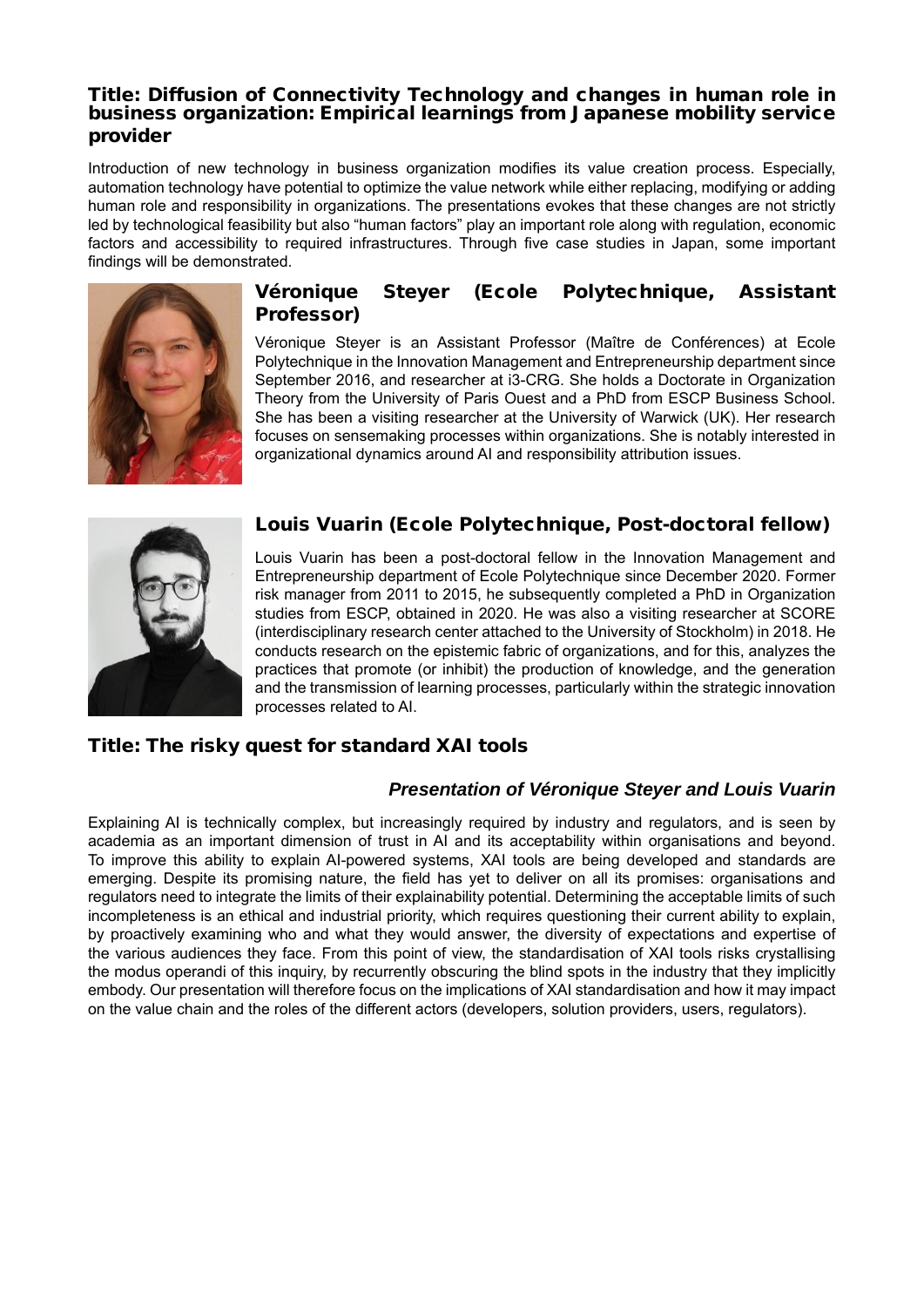## Title: Diffusion of Connectivity Technology and changes in human role in business organization: Empirical learnings from Japanese mobility service provider

Introduction of new technology in business organization modifies its value creation process. Especially, automation technology have potential to optimize the value network while either replacing, modifying or adding human role and responsibility in organizations. The presentations evokes that these changes are not strictly led by technological feasibility but also "human factors" play an important role along with regulation, economic factors and accessibility to required infrastructures. Through five case studies in Japan, some important findings will be demonstrated.

### Véronique Steyer (Ecole Polytechnique, Assistant Professor)

Véronique Steyer is an Assistant Professor (Maître de Conférences) at Ecole Polytechnique in the Innovation Management and Entrepreneurship department since September 2016, and researcher at i3-CRG. She holds a Doctorate in Organization Theory from the University of Paris Ouest and a PhD from ESCP Business School. She has been a visiting researcher at the University of Warwick (UK). Her research focuses on sensemaking processes within organizations. She is notably interested in organizational dynamics around AI and responsibility attribution issues.

### Louis Vuarin (Ecole Polytechnique, Post-doctoral fellow)

Louis Vuarin has been a post-doctoral fellow in the Innovation Management and Entrepreneurship department of Ecole Polytechnique since December 2020. Former risk manager from 2011 to 2015, he subsequently completed a PhD in Organization studies from ESCP, obtained in 2020. He was also a visiting researcher at SCORE (interdisciplinary research center attached to the University of Stockholm) in 2018. He conducts research on the epistemic fabric of organizations, and for this, analyzes the practices that promote (or inhibit) the production of knowledge, and the generation and the transmission of learning processes, particularly within the strategic innovation processes related to AI.

## Title: The risky quest for standard XAI tools

***Presentation of Véronique Steyer and Louis Vuarin***

Explaining AI is technically complex, but increasingly required by industry and regulators, and is seen by academia as an important dimension of trust in AI and its acceptability within organisations and beyond. To improve this ability to explain AI-powered systems, XAI tools are being developed and standards are emerging. Despite its promising nature, the field has yet to deliver on all its promises: organisations and regulators need to integrate the limits of their explainability potential. Determining the acceptable limits of such incompleteness is an ethical and industrial priority, which requires questioning their current ability to explain, by proactively examining who and what they would answer, the diversity of expectations and expertise of the various audiences they face. From this point of view, the standardisation of XAI tools risks crystallising the modus operandi of this inquiry, by recurrently obscuring the blind spots in the industry that they implicitly embody. Our presentation will therefore focus on the implications of XAI standardisation and how it may impact on the value chain and the roles of the different actors (developers, solution providers, users, regulators).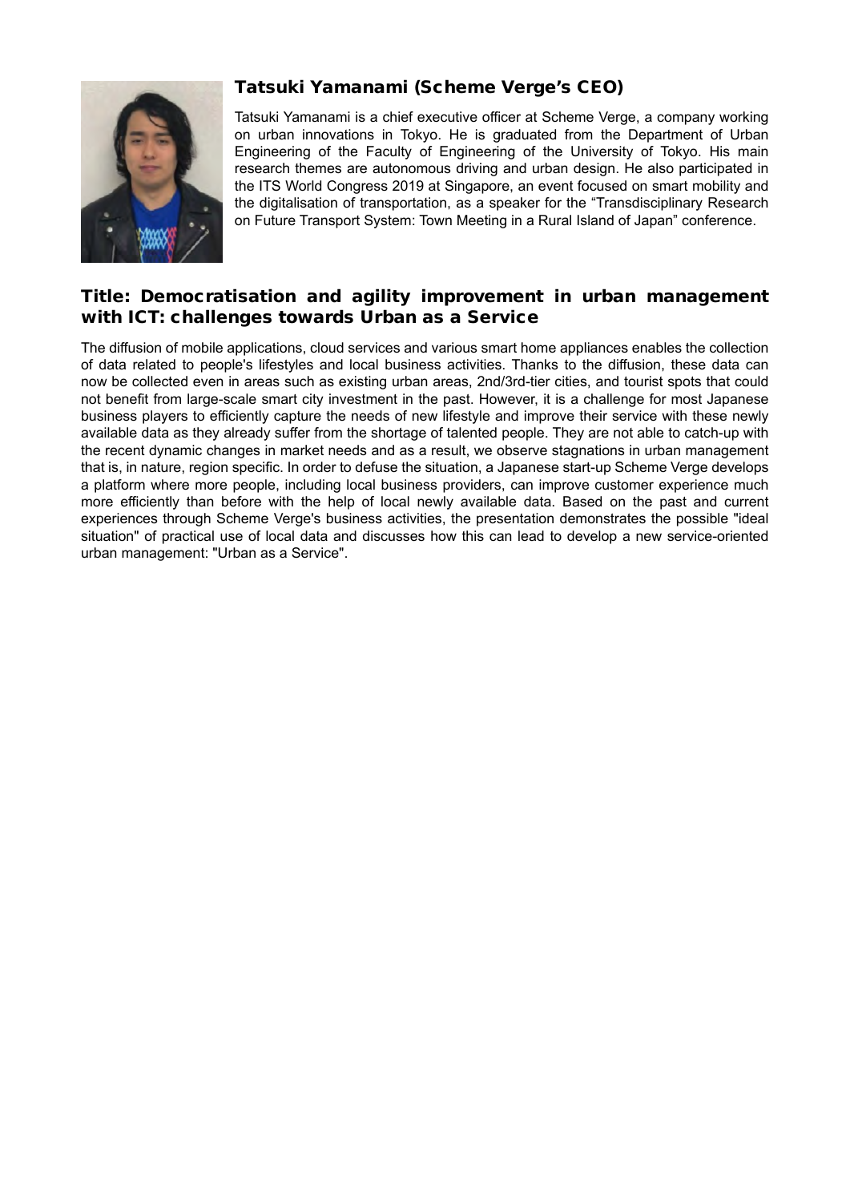## Tatsuki Yamanami (Scheme Verge's CEO)

Tatsuki Yamanami is a chief executive officer at Scheme Verge, a company working on urban innovations in Tokyo. He is graduated from the Department of Urban Engineering of the Faculty of Engineering of the University of Tokyo. His main research themes are autonomous driving and urban design. He also participated in the ITS World Congress 2019 at Singapore, an event focused on smart mobility and the digitalisation of transportation, as a speaker for the "Transdisciplinary Research on Future Transport System: Town Meeting in a Rural Island of Japan" conference.

## Title: Democratisation and agility improvement in urban management with ICT: challenges towards Urban as a Service

The diffusion of mobile applications, cloud services and various smart home appliances enables the collection of data related to people's lifestyles and local business activities. Thanks to the diffusion, these data can now be collected even in areas such as existing urban areas, 2nd/3rd-tier cities, and tourist spots that could not benefit from large-scale smart city investment in the past. However, it is a challenge for most Japanese business players to efficiently capture the needs of new lifestyle and improve their service with these newly available data as they already suffer from the shortage of talented people. They are not able to catch-up with the recent dynamic changes in market needs and as a result, we observe stagnations in urban management that is, in nature, region specific. In order to defuse the situation, a Japanese start-up Scheme Verge develops a platform where more people, including local business providers, can improve customer experience much more efficiently than before with the help of local newly available data. Based on the past and current experiences through Scheme Verge's business activities, the presentation demonstrates the possible "ideal situation" of practical use of local data and discusses how this can lead to develop a new service-oriented urban management: "Urban as a Service".